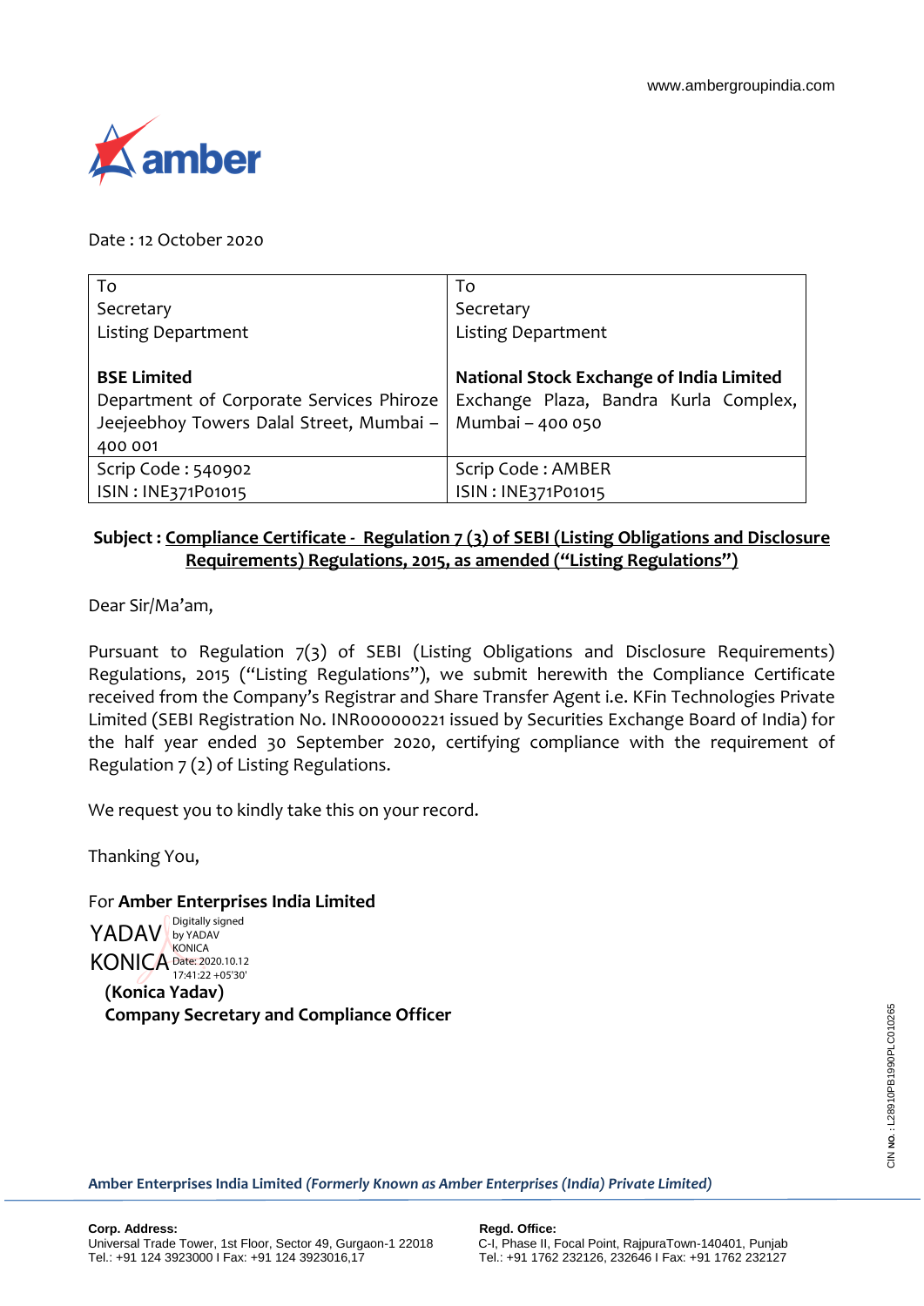www.ambergroupindia.com

Date : 12 October 2020

| To<br>Secretary<br>Listing Department<br><br>**BSE Limited**<br>Department of Corporate Services Phiroze Jeejeebhoy Towers Dalal Street, Mumbai – 400 001 | To<br>Secretary<br>Listing Department<br><br>**National Stock Exchange of India Limited**<br>Exchange Plaza, Bandra Kurla Complex, Mumbai – 400 050 |
|---|---|
| Scrip Code : 540902<br>ISIN : INE371P01015 | Scrip Code : AMBER<br>ISIN : INE371P01015 |

**Subject : Compliance Certificate - Regulation 7 (3) of SEBI (Listing Obligations and Disclosure Requirements) Regulations, 2015, as amended ("Listing Regulations")**

Dear Sir/Ma'am,

Pursuant to Regulation 7(3) of SEBI (Listing Obligations and Disclosure Requirements) Regulations, 2015 ("Listing Regulations"), we submit herewith the Compliance Certificate received from the Company's Registrar and Share Transfer Agent i.e. KFin Technologies Private Limited (SEBI Registration No. INR000000221 issued by Securities Exchange Board of India) for the half year ended 30 September 2020, certifying compliance with the requirement of Regulation 7 (2) of Listing Regulations.

We request you to kindly take this on your record.

Thanking You,

For **Amber Enterprises India Limited**

YADAV KONICA
Digitally signed by YADAV KONICA
Date: 2020.10.12 17:41:22 +05'30'

**(Konica Yadav)**
**Company Secretary and Compliance Officer**

CIN No. : L28910PB1990PLC010265

**Amber Enterprises India Limited** ***(Formerly Known as Amber Enterprises (India) Private Limited)***

**Corp. Address:**
Universal Trade Tower, 1st Floor, Sector 49, Gurgaon-1 22018
Tel.: +91 124 3923000 I Fax: +91 124 3923016,17

**Regd. Office:**
C-I, Phase II, Focal Point, RajpuraTown-140401, Punjab
Tel.: +91 1762 232126, 232646 I Fax: +91 1762 232127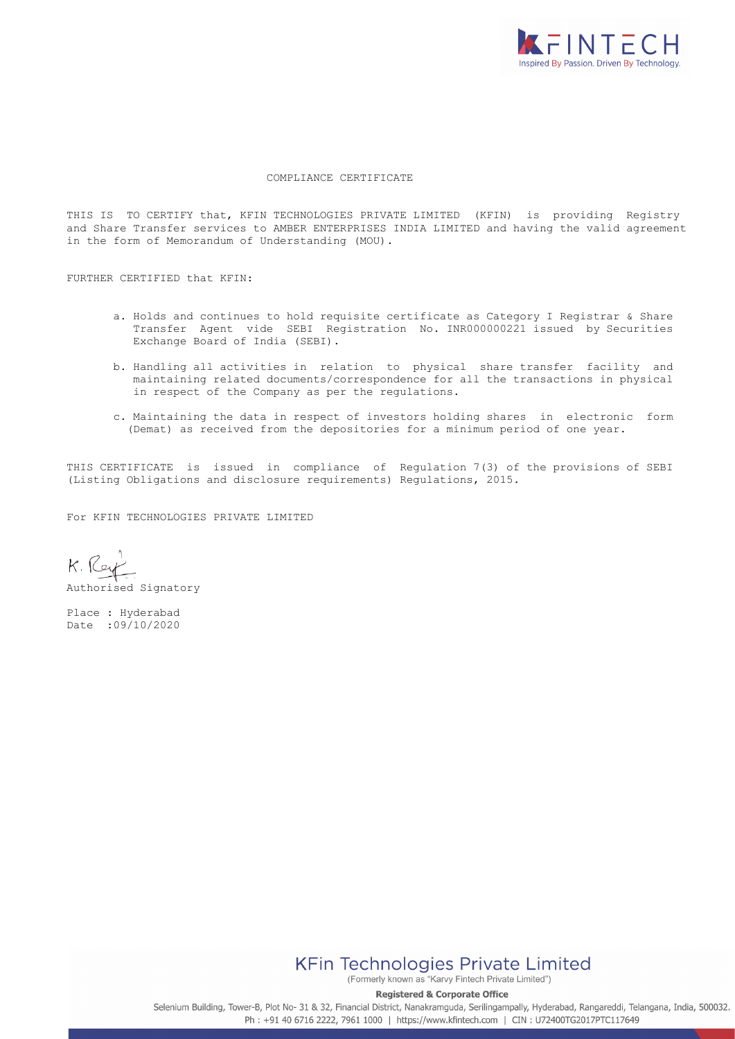# COMPLIANCE CERTIFICATE

THIS IS TO CERTIFY that, KFIN TECHNOLOGIES PRIVATE LIMITED (KFIN) is providing Registry and Share Transfer services to AMBER ENTERPRISES INDIA LIMITED and having the valid agreement in the form of Memorandum of Understanding (MOU).

FURTHER CERTIFIED that KFIN:

a. Holds and continues to hold requisite certificate as Category I Registrar & Share Transfer Agent vide SEBI Registration No. INR000000221 issued by Securities Exchange Board of India (SEBI).

b. Handling all activities in relation to physical share transfer facility and maintaining related documents/correspondence for all the transactions in physical in respect of the Company as per the regulations.

c. Maintaining the data in respect of investors holding shares in electronic form (Demat) as received from the depositories for a minimum period of one year.

THIS CERTIFICATE is issued in compliance of Regulation 7(3) of the provisions of SEBI (Listing Obligations and disclosure requirements) Regulations, 2015.

For KFIN TECHNOLOGIES PRIVATE LIMITED

K. Ray

Authorised Signatory

Place : Hyderabad
Date :09/10/2020

KFin Technologies Private Limited
(Formerly known as "Karvy Fintech Private Limited")

**Registered & Corporate Office**

Selenium Building, Tower-B, Plot No- 31 & 32, Financial District, Nanakramguda, Serilingampally, Hyderabad, Rangareddi, Telangana, India, 500032.
Ph : +91 40 6716 2222, 7961 1000 | https://www.kfintech.com | CIN : U72400TG2017PTC117649